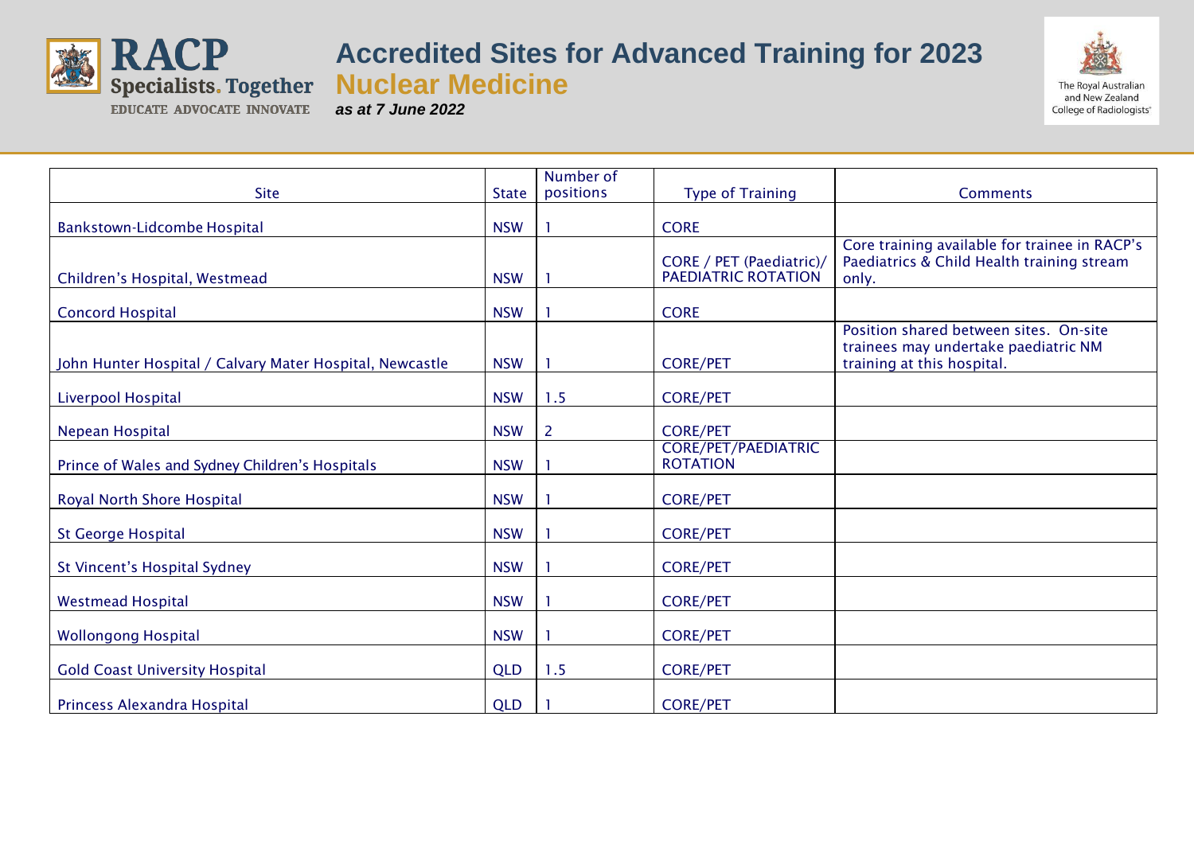# Accredited Sites for Advanced Training for 2023

## Nuclear Medicine

*as at 7 June 2022*

| Site | State | Number of positions | Type of Training | Comments |
|---|---|---|---|---|
| Bankstown-Lidcombe Hospital | NSW | 1 | CORE | |
| Children's Hospital, Westmead | NSW | 1 | CORE / PET (Paediatric)/ PAEDIATRIC ROTATION | Core training available for trainee in RACP's Paediatrics & Child Health training stream only. |
| Concord Hospital | NSW | 1 | CORE | |
| John Hunter Hospital / Calvary Mater Hospital, Newcastle | NSW | 1 | CORE/PET | Position shared between sites. On-site trainees may undertake paediatric NM training at this hospital. |
| Liverpool Hospital | NSW | 1.5 | CORE/PET | |
| Nepean Hospital | NSW | 2 | CORE/PET | |
| Prince of Wales and Sydney Children's Hospitals | NSW | 1 | CORE/PET/PAEDIATRIC ROTATION | |
| Royal North Shore Hospital | NSW | 1 | CORE/PET | |
| St George Hospital | NSW | 1 | CORE/PET | |
| St Vincent's Hospital Sydney | NSW | 1 | CORE/PET | |
| Westmead Hospital | NSW | 1 | CORE/PET | |
| Wollongong Hospital | NSW | 1 | CORE/PET | |
| Gold Coast University Hospital | QLD | 1.5 | CORE/PET | |
| Princess Alexandra Hospital | QLD | 1 | CORE/PET | |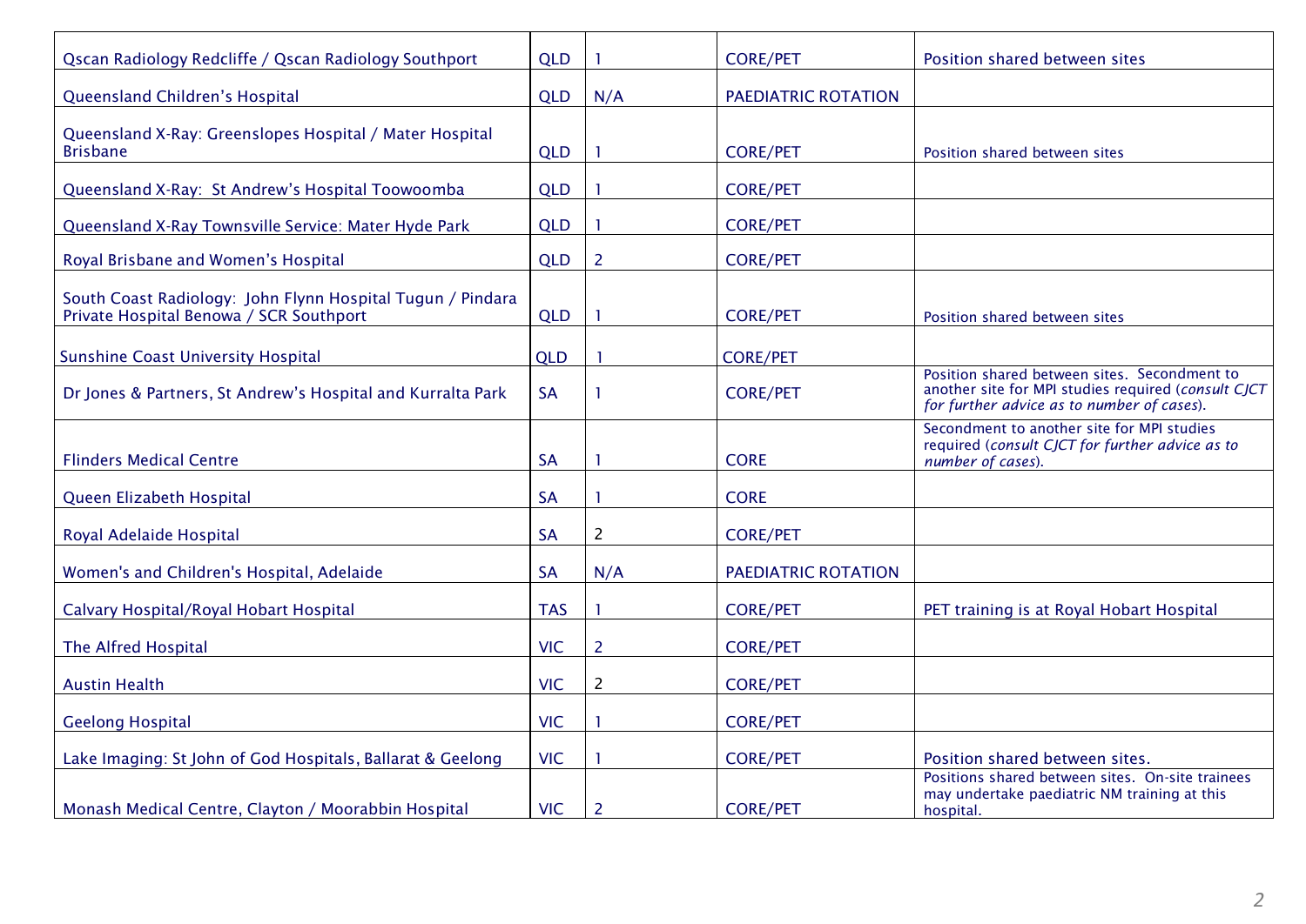| | | | | |
|---|---|---|---|---|
| Qscan Radiology Redcliffe / Qscan Radiology Southport | QLD | 1 | CORE/PET | Position shared between sites |
| Queensland Children's Hospital | QLD | N/A | PAEDIATRIC ROTATION | |
| Queensland X-Ray: Greenslopes Hospital / Mater Hospital Brisbane | QLD | 1 | CORE/PET | Position shared between sites |
| Queensland X-Ray: St Andrew's Hospital Toowoomba | QLD | 1 | CORE/PET | |
| Queensland X-Ray Townsville Service: Mater Hyde Park | QLD | 1 | CORE/PET | |
| Royal Brisbane and Women's Hospital | QLD | 2 | CORE/PET | |
| South Coast Radiology: John Flynn Hospital Tugun / Pindara Private Hospital Benowa / SCR Southport | QLD | 1 | CORE/PET | Position shared between sites |
| Sunshine Coast University Hospital | QLD | 1 | CORE/PET | |
| Dr Jones & Partners, St Andrew's Hospital and Kurralta Park | SA | 1 | CORE/PET | Position shared between sites. Secondment to another site for MPI studies required (*consult CJCT for further advice as to number of cases*). |
| Flinders Medical Centre | SA | 1 | CORE | Secondment to another site for MPI studies required (*consult CJCT for further advice as to number of cases*). |
| Queen Elizabeth Hospital | SA | 1 | CORE | |
| Royal Adelaide Hospital | SA | 2 | CORE/PET | |
| Women's and Children's Hospital, Adelaide | SA | N/A | PAEDIATRIC ROTATION | |
| Calvary Hospital/Royal Hobart Hospital | TAS | 1 | CORE/PET | PET training is at Royal Hobart Hospital |
| The Alfred Hospital | VIC | 2 | CORE/PET | |
| Austin Health | VIC | 2 | CORE/PET | |
| Geelong Hospital | VIC | 1 | CORE/PET | |
| Lake Imaging: St John of God Hospitals, Ballarat & Geelong | VIC | 1 | CORE/PET | Position shared between sites. |
| Monash Medical Centre, Clayton / Moorabbin Hospital | VIC | 2 | CORE/PET | Positions shared between sites. On-site trainees may undertake paediatric NM training at this hospital. |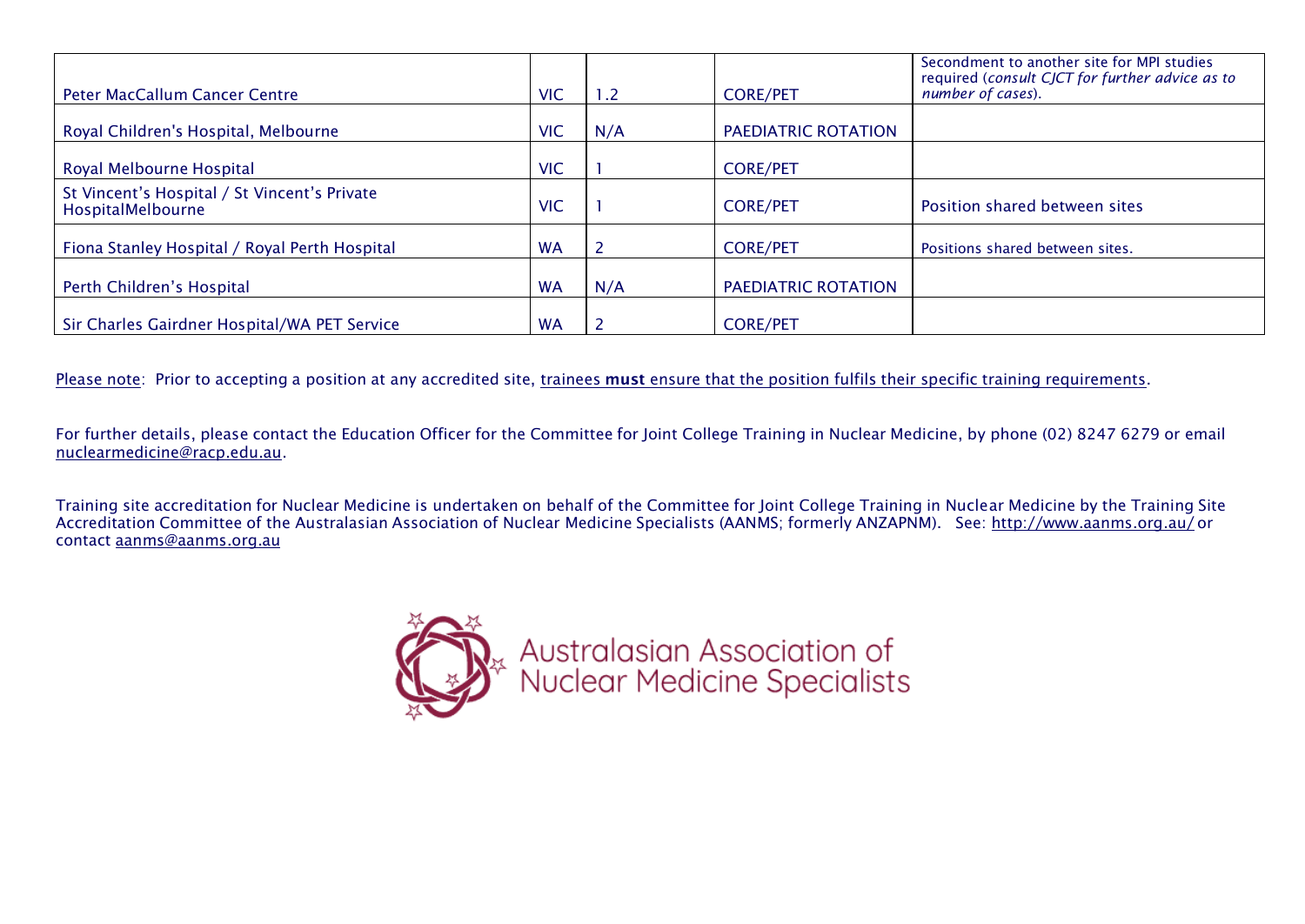| | | | | |
|---|---|---|---|---|
| Peter MacCallum Cancer Centre | VIC | 1.2 | CORE/PET | Secondment to another site for MPI studies required (*consult CJCT for further advice as to number of cases*). |
| Royal Children's Hospital, Melbourne | VIC | N/A | PAEDIATRIC ROTATION | |
| Royal Melbourne Hospital | VIC | 1 | CORE/PET | |
| St Vincent's Hospital / St Vincent's Private HospitalMelbourne | VIC | 1 | CORE/PET | Position shared between sites |
| Fiona Stanley Hospital / Royal Perth Hospital | WA | 2 | CORE/PET | Positions shared between sites. |
| Perth Children's Hospital | WA | N/A | PAEDIATRIC ROTATION | |
| Sir Charles Gairdner Hospital/WA PET Service | WA | 2 | CORE/PET | |

Please note: Prior to accepting a position at any accredited site, trainees **must** ensure that the position fulfils their specific training requirements.

For further details, please contact the Education Officer for the Committee for Joint College Training in Nuclear Medicine, by phone (02) 8247 6279 or email nuclearmedicine@racp.edu.au.

Training site accreditation for Nuclear Medicine is undertaken on behalf of the Committee for Joint College Training in Nuclear Medicine by the Training Site Accreditation Committee of the Australasian Association of Nuclear Medicine Specialists (AANMS; formerly ANZAPNM). See: http://www.aanms.org.au/ or contact aanms@aanms.org.au

Australasian Association of Nuclear Medicine Specialists